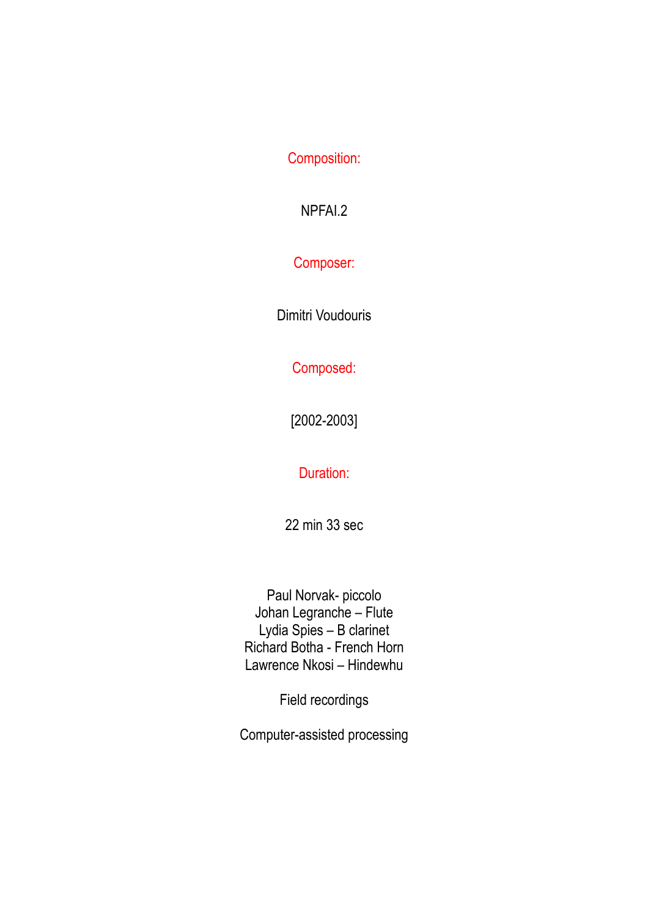Composition:

NPFAI.2

Composer:

Dimitri Voudouris

Composed:

[2002-2003]

Duration:

22 min 33 sec

Paul Norvak- piccolo  
Johan Legranche – Flute  
Lydia Spies – B clarinet  
Richard Botha - French Horn  
Lawrence Nkosi – Hindewhu

Field recordings

Computer-assisted processing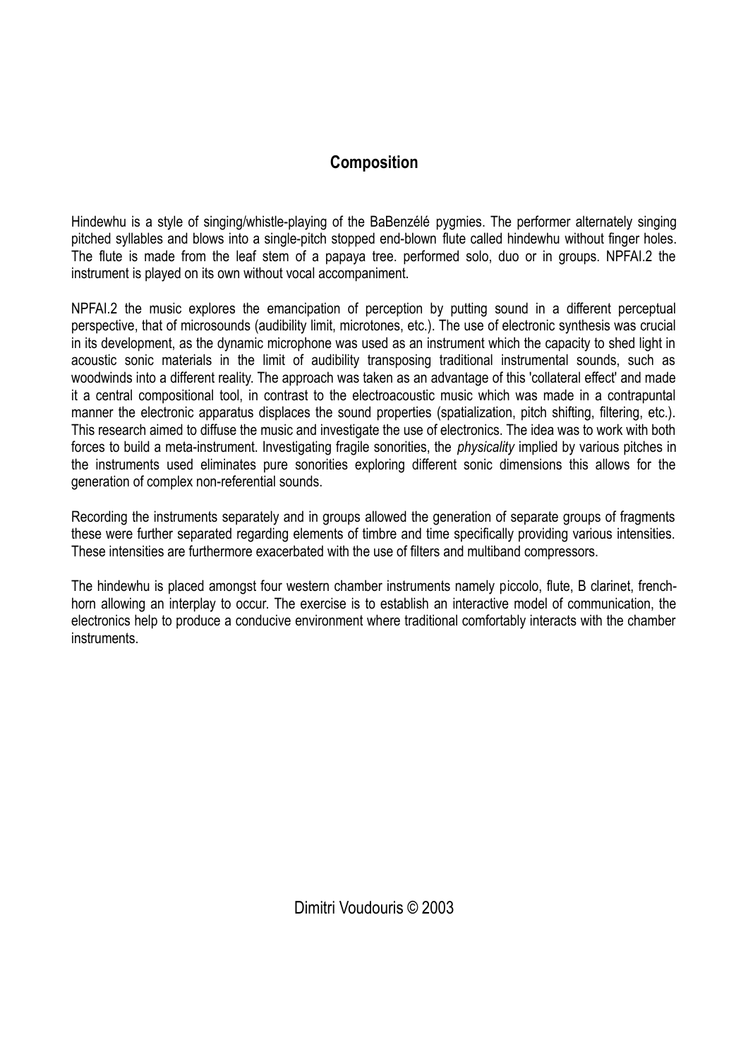## Composition

Hindewhu is a style of singing/whistle-playing of the BaBenzélé pygmies. The performer alternately singing pitched syllables and blows into a single-pitch stopped end-blown flute called hindewhu without finger holes. The flute is made from the leaf stem of a papaya tree. performed solo, duo or in groups. NPFAI.2 the instrument is played on its own without vocal accompaniment.

NPFAI.2 the music explores the emancipation of perception by putting sound in a different perceptual perspective, that of microsounds (audibility limit, microtones, etc.). The use of electronic synthesis was crucial in its development, as the dynamic microphone was used as an instrument which the capacity to shed light in acoustic sonic materials in the limit of audibility transposing traditional instrumental sounds, such as woodwinds into a different reality. The approach was taken as an advantage of this 'collateral effect' and made it a central compositional tool, in contrast to the electroacoustic music which was made in a contrapuntal manner the electronic apparatus displaces the sound properties (spatialization, pitch shifting, filtering, etc.). This research aimed to diffuse the music and investigate the use of electronics. The idea was to work with both forces to build a meta-instrument. Investigating fragile sonorities, the *physicality* implied by various pitches in the instruments used eliminates pure sonorities exploring different sonic dimensions this allows for the generation of complex non-referential sounds.

Recording the instruments separately and in groups allowed the generation of separate groups of fragments these were further separated regarding elements of timbre and time specifically providing various intensities. These intensities are furthermore exacerbated with the use of filters and multiband compressors.

The hindewhu is placed amongst four western chamber instruments namely piccolo, flute, B clarinet, french-horn allowing an interplay to occur. The exercise is to establish an interactive model of communication, the electronics help to produce a conducive environment where traditional comfortably interacts with the chamber instruments.

Dimitri Voudouris © 2003